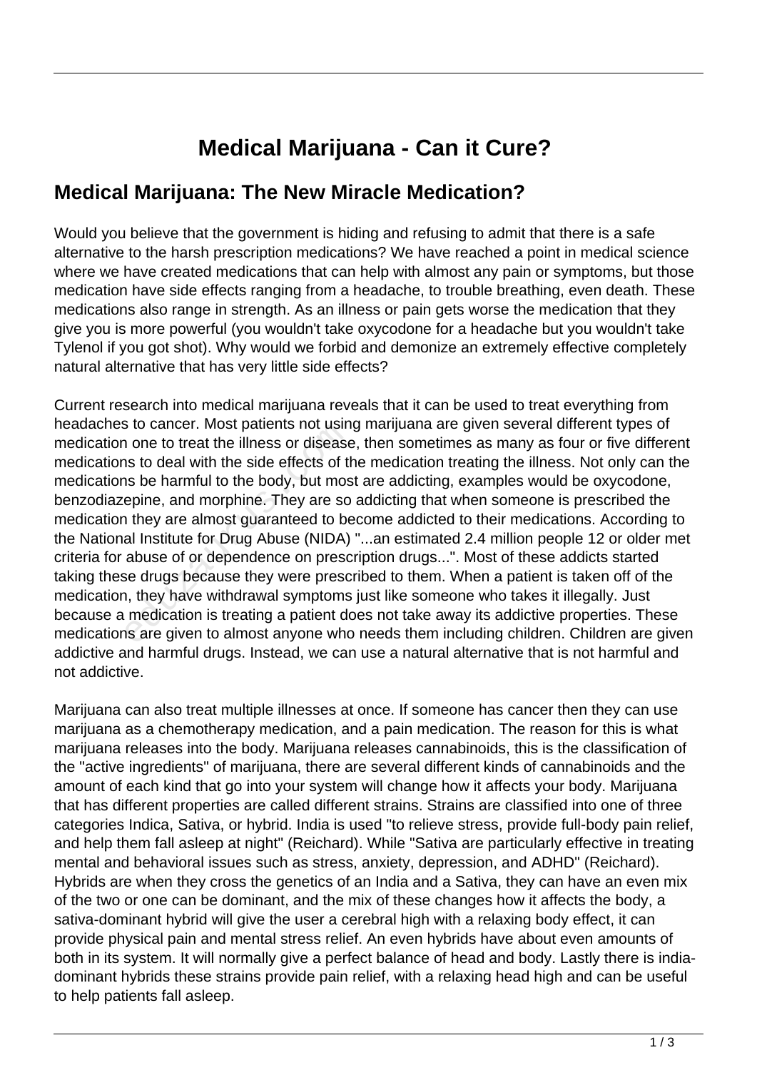# Medical Marijuana - Can it Cure?

## Medical Marijuana: The New Miracle Medication?

Would you believe that the government is hiding and refusing to admit that there is a safe alternative to the harsh prescription medications? We have reached a point in medical science where we have created medications that can help with almost any pain or symptoms, but those medication have side effects ranging from a headache, to trouble breathing, even death. These medications also range in strength. As an illness or pain gets worse the medication that they give you is more powerful (you wouldn't take oxycodone for a headache but you wouldn't take Tylenol if you got shot). Why would we forbid and demonize an extremely effective completely natural alternative that has very little side effects?

Current research into medical marijuana reveals that it can be used to treat everything from headaches to cancer. Most patients not using marijuana are given several different types of medication one to treat the illness or disease, then sometimes as many as four or five different medications to deal with the side effects of the medication treating the illness. Not only can the medications be harmful to the body, but most are addicting, examples would be oxycodone, benzodiazepine, and morphine. They are so addicting that when someone is prescribed the medication they are almost guaranteed to become addicted to their medications. According to the National Institute for Drug Abuse (NIDA) "...an estimated 2.4 million people 12 or older met criteria for abuse of or dependence on prescription drugs...". Most of these addicts started taking these drugs because they were prescribed to them. When a patient is taken off of the medication, they have withdrawal symptoms just like someone who takes it illegally. Just because a medication is treating a patient does not take away its addictive properties. These medications are given to almost anyone who needs them including children. Children are given addictive and harmful drugs. Instead, we can use a natural alternative that is not harmful and not addictive.

Marijuana can also treat multiple illnesses at once. If someone has cancer then they can use marijuana as a chemotherapy medication, and a pain medication. The reason for this is what marijuana releases into the body. Marijuana releases cannabinoids, this is the classification of the "active ingredients" of marijuana, there are several different kinds of cannabinoids and the amount of each kind that go into your system will change how it affects your body. Marijuana that has different properties are called different strains. Strains are classified into one of three categories Indica, Sativa, or hybrid. India is used "to relieve stress, provide full-body pain relief, and help them fall asleep at night" (Reichard). While "Sativa are particularly effective in treating mental and behavioral issues such as stress, anxiety, depression, and ADHD" (Reichard). Hybrids are when they cross the genetics of an India and a Sativa, they can have an even mix of the two or one can be dominant, and the mix of these changes how it affects the body, a sativa-dominant hybrid will give the user a cerebral high with a relaxing body effect, it can provide physical pain and mental stress relief. An even hybrids have about even amounts of both in its system. It will normally give a perfect balance of head and body. Lastly there is india-dominant hybrids these strains provide pain relief, with a relaxing head high and can be useful to help patients fall asleep.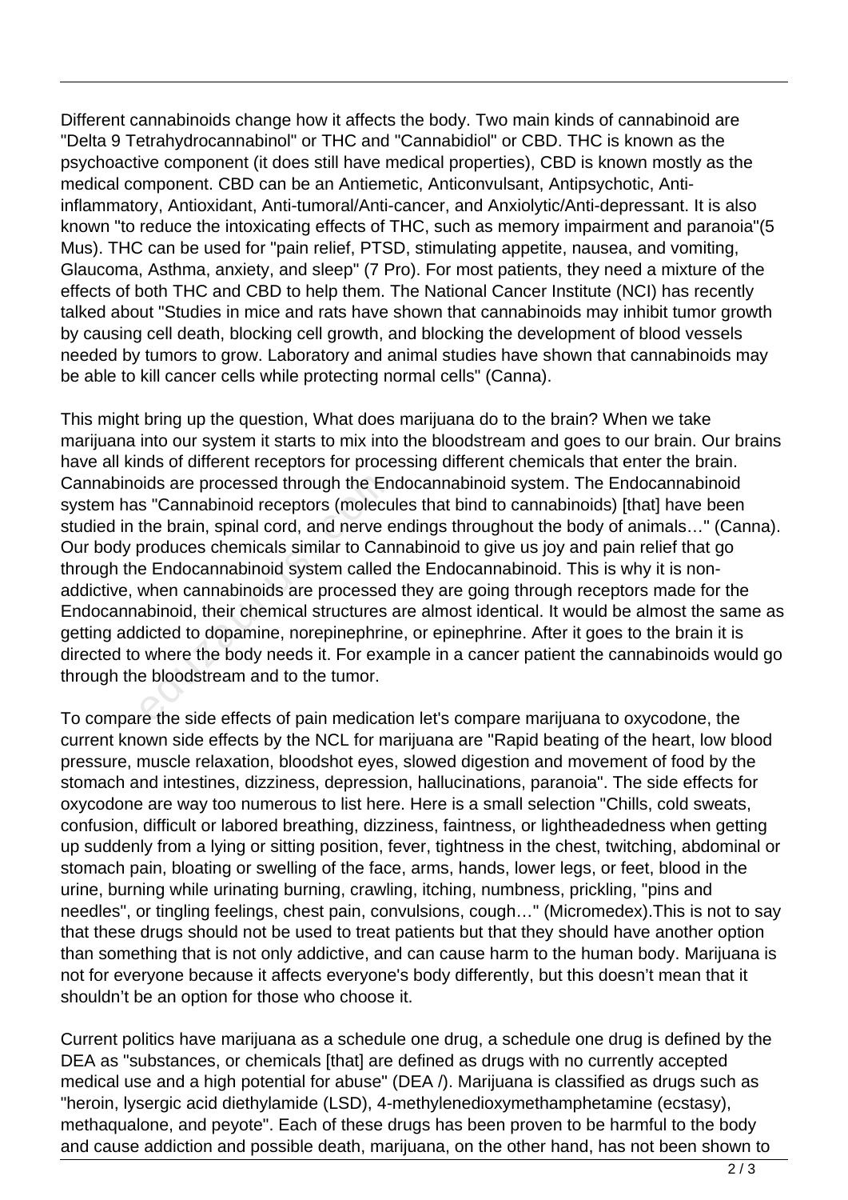Different cannabinoids change how it affects the body. Two main kinds of cannabinoid are "Delta 9 Tetrahydrocannabinol" or THC and "Cannabidiol" or CBD. THC is known as the psychoactive component (it does still have medical properties), CBD is known mostly as the medical component. CBD can be an Antiemetic, Anticonvulsant, Antipsychotic, Anti-inflammatory, Antioxidant, Anti-tumoral/Anti-cancer, and Anxiolytic/Anti-depressant. It is also known "to reduce the intoxicating effects of THC, such as memory impairment and paranoia"(5 Mus). THC can be used for "pain relief, PTSD, stimulating appetite, nausea, and vomiting, Glaucoma, Asthma, anxiety, and sleep" (7 Pro). For most patients, they need a mixture of the effects of both THC and CBD to help them. The National Cancer Institute (NCI) has recently talked about "Studies in mice and rats have shown that cannabinoids may inhibit tumor growth by causing cell death, blocking cell growth, and blocking the development of blood vessels needed by tumors to grow. Laboratory and animal studies have shown that cannabinoids may be able to kill cancer cells while protecting normal cells" (Canna).

This might bring up the question, What does marijuana do to the brain? When we take marijuana into our system it starts to mix into the bloodstream and goes to our brain. Our brains have all kinds of different receptors for processing different chemicals that enter the brain. Cannabinoids are processed through the Endocannabinoid system. The Endocannabinoid system has "Cannabinoid receptors (molecules that bind to cannabinoids) [that] have been studied in the brain, spinal cord, and nerve endings throughout the body of animals…" (Canna). Our body produces chemicals similar to Cannabinoid to give us joy and pain relief that go through the Endocannabinoid system called the Endocannabinoid. This is why it is non-addictive, when cannabinoids are processed they are going through receptors made for the Endocannabinoid, their chemical structures are almost identical. It would be almost the same as getting addicted to dopamine, norepinephrine, or epinephrine. After it goes to the brain it is directed to where the body needs it. For example in a cancer patient the cannabinoids would go through the bloodstream and to the tumor.

To compare the side effects of pain medication let's compare marijuana to oxycodone, the current known side effects by the NCL for marijuana are "Rapid beating of the heart, low blood pressure, muscle relaxation, bloodshot eyes, slowed digestion and movement of food by the stomach and intestines, dizziness, depression, hallucinations, paranoia". The side effects for oxycodone are way too numerous to list here. Here is a small selection "Chills, cold sweats, confusion, difficult or labored breathing, dizziness, faintness, or lightheadedness when getting up suddenly from a lying or sitting position, fever, tightness in the chest, twitching, abdominal or stomach pain, bloating or swelling of the face, arms, hands, lower legs, or feet, blood in the urine, burning while urinating burning, crawling, itching, numbness, prickling, "pins and needles", or tingling feelings, chest pain, convulsions, cough…" (Micromedex).This is not to say that these drugs should not be used to treat patients but that they should have another option than something that is not only addictive, and can cause harm to the human body. Marijuana is not for everyone because it affects everyone's body differently, but this doesn't mean that it shouldn't be an option for those who choose it.

Current politics have marijuana as a schedule one drug, a schedule one drug is defined by the DEA as "substances, or chemicals [that] are defined as drugs with no currently accepted medical use and a high potential for abuse" (DEA /). Marijuana is classified as drugs such as "heroin, lysergic acid diethylamide (LSD), 4-methylenedioxymethamphetamine (ecstasy), methaqualone, and peyote". Each of these drugs has been proven to be harmful to the body and cause addiction and possible death, marijuana, on the other hand, has not been shown to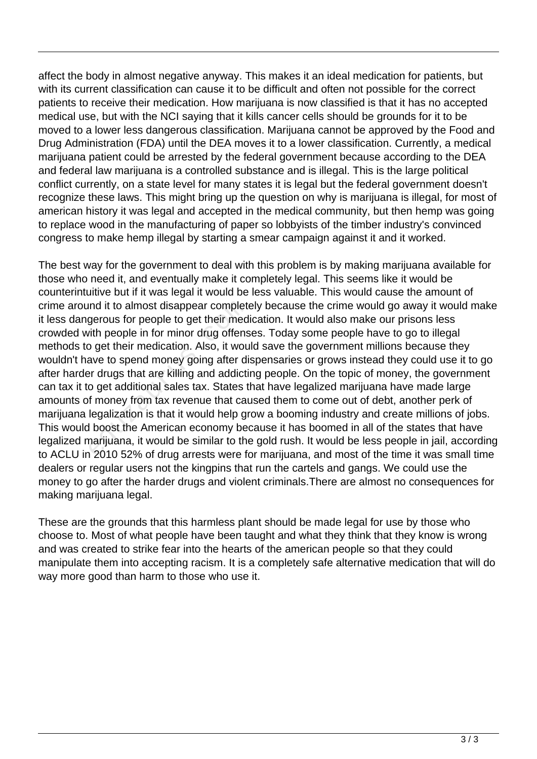affect the body in almost negative anyway. This makes it an ideal medication for patients, but with its current classification can cause it to be difficult and often not possible for the correct patients to receive their medication. How marijuana is now classified is that it has no accepted medical use, but with the NCI saying that it kills cancer cells should be grounds for it to be moved to a lower less dangerous classification. Marijuana cannot be approved by the Food and Drug Administration (FDA) until the DEA moves it to a lower classification. Currently, a medical marijuana patient could be arrested by the federal government because according to the DEA and federal law marijuana is a controlled substance and is illegal. This is the large political conflict currently, on a state level for many states it is legal but the federal government doesn't recognize these laws. This might bring up the question on why is marijuana is illegal, for most of american history it was legal and accepted in the medical community, but then hemp was going to replace wood in the manufacturing of paper so lobbyists of the timber industry's convinced congress to make hemp illegal by starting a smear campaign against it and it worked.

The best way for the government to deal with this problem is by making marijuana available for those who need it, and eventually make it completely legal. This seems like it would be counterintuitive but if it was legal it would be less valuable. This would cause the amount of crime around it to almost disappear completely because the crime would go away it would make it less dangerous for people to get their medication. It would also make our prisons less crowded with people in for minor drug offenses. Today some people have to go to illegal methods to get their medication. Also, it would save the government millions because they wouldn't have to spend money going after dispensaries or grows instead they could use it to go after harder drugs that are killing and addicting people. On the topic of money, the government can tax it to get additional sales tax. States that have legalized marijuana have made large amounts of money from tax revenue that caused them to come out of debt, another perk of marijuana legalization is that it would help grow a booming industry and create millions of jobs. This would boost the American economy because it has boomed in all of the states that have legalized marijuana, it would be similar to the gold rush. It would be less people in jail, according to ACLU in 2010 52% of drug arrests were for marijuana, and most of the time it was small time dealers or regular users not the kingpins that run the cartels and gangs. We could use the money to go after the harder drugs and violent criminals.There are almost no consequences for making marijuana legal.

These are the grounds that this harmless plant should be made legal for use by those who choose to. Most of what people have been taught and what they think that they know is wrong and was created to strike fear into the hearts of the american people so that they could manipulate them into accepting racism. It is a completely safe alternative medication that will do way more good than harm to those who use it.